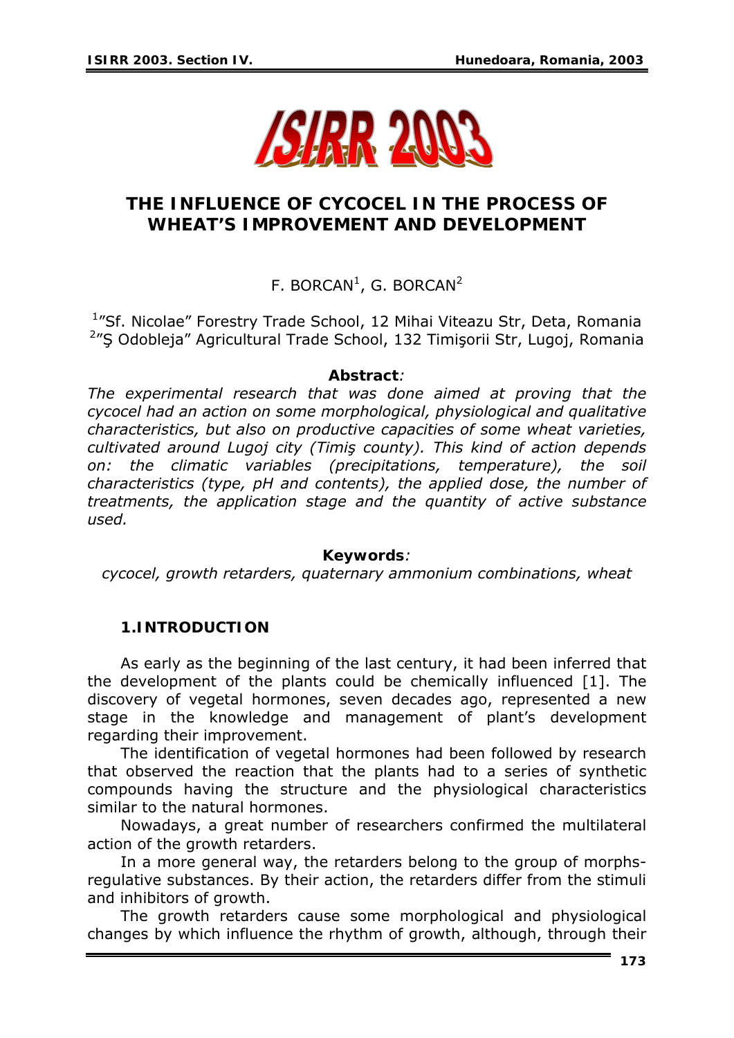# THE INFLUENCE OF CYCOCEL IN THE PROCESS OF WHEAT'S IMPROVEMENT AND DEVELOPMENT

F. BORCAN[1], G. BORCAN[2]

[1]"Sf. Nicolae" Forestry Trade School, 12 Mihai Viteazu Str, Deta, Romania
[2]"Ş Odobleja" Agricultural Trade School, 132 Timişorii Str, Lugoj, Romania

**Abstract***:*

*The experimental research that was done aimed at proving that the cycocel had an action on some morphological, physiological and qualitative characteristics, but also on productive capacities of some wheat varieties, cultivated around Lugoj city (Timiş county). This kind of action depends on: the climatic variables (precipitations, temperature), the soil characteristics (type, pH and contents), the applied dose, the number of treatments, the application stage and the quantity of active substance used.*

**Keywords***:*

*cycocel, growth retarders, quaternary ammonium combinations, wheat*

## 1.INTRODUCTION

As early as the beginning of the last century, it had been inferred that the development of the plants could be chemically influenced [1]. The discovery of vegetal hormones, seven decades ago, represented a new stage in the knowledge and management of plant's development regarding their improvement.

The identification of vegetal hormones had been followed by research that observed the reaction that the plants had to a series of synthetic compounds having the structure and the physiological characteristics similar to the natural hormones.

Nowadays, a great number of researchers confirmed the multilateral action of the growth retarders.

In a more general way, the retarders belong to the group of morphs-regulative substances. By their action, the retarders differ from the stimuli and inhibitors of growth.

The growth retarders cause some morphological and physiological changes by which influence the rhythm of growth, although, through their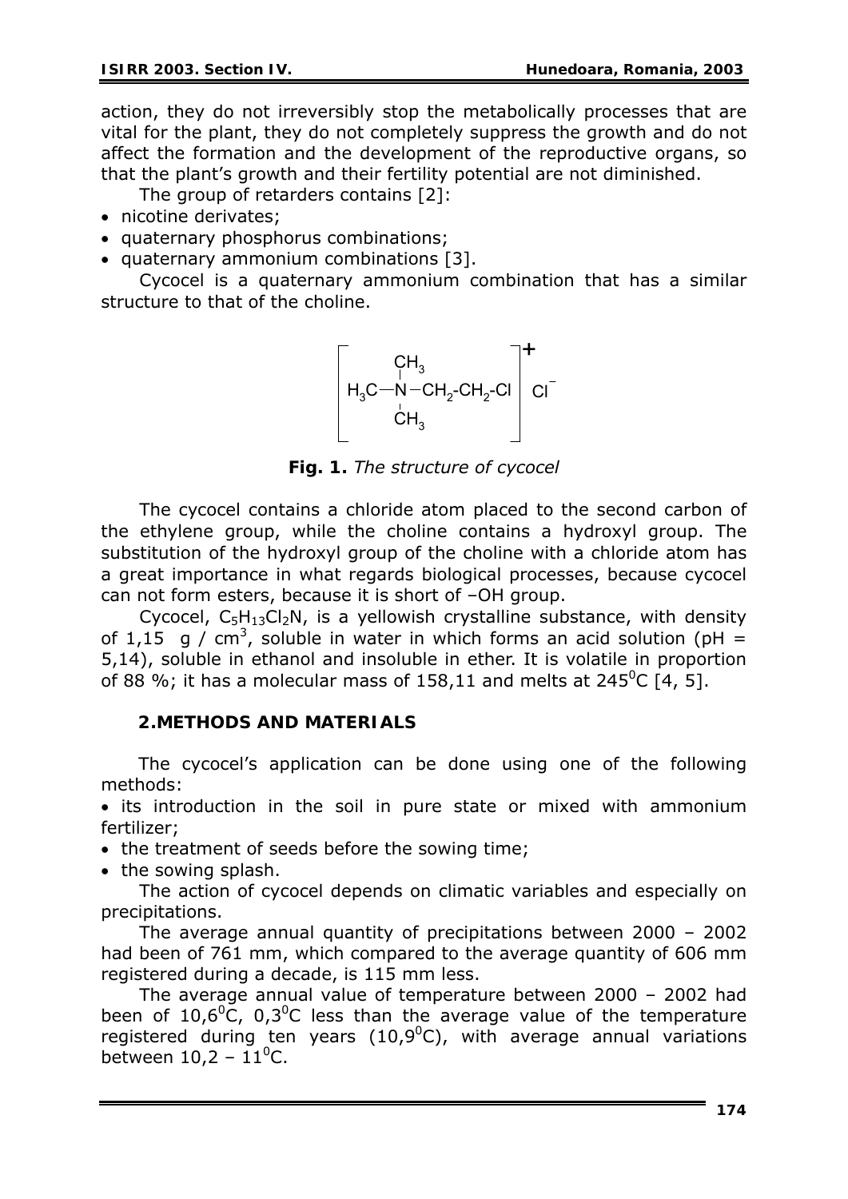action, they do not irreversibly stop the metabolically processes that are vital for the plant, they do not completely suppress the growth and do not affect the formation and the development of the reproductive organs, so that the plant's growth and their fertility potential are not diminished.

The group of retarders contains [2]:

- nicotine derivates;
- quaternary phosphorus combinations;
- quaternary ammonium combinations [3].

Cycocel is a quaternary ammonium combination that has a similar structure to that of the choline.

$$\left[ H_3C - \overset{\displaystyle CH_3}{\underset{\displaystyle CH_3}{N}} - CH_2\text{-}CH_2\text{-}Cl \right]^{+} Cl^{-}$$

**Fig. 1.** *The structure of cycocel*

The cycocel contains a chloride atom placed to the second carbon of the ethylene group, while the choline contains a hydroxyl group. The substitution of the hydroxyl group of the choline with a chloride atom has a great importance in what regards biological processes, because cycocel can not form esters, because it is short of –OH group.

Cycocel, $C_5H_{13}Cl_2N$, is a yellowish crystalline substance, with density of 1,15 g / $cm^3$, soluble in water in which forms an acid solution (pH = 5,14), soluble in ethanol and insoluble in ether. It is volatile in proportion of 88 %; it has a molecular mass of 158,11 and melts at $245^0$C [4, 5].

## 2.METHODS AND MATERIALS

The cycocel's application can be done using one of the following methods:

- its introduction in the soil in pure state or mixed with ammonium fertilizer;
- the treatment of seeds before the sowing time;
- the sowing splash.

The action of cycocel depends on climatic variables and especially on precipitations.

The average annual quantity of precipitations between 2000 – 2002 had been of 761 mm, which compared to the average quantity of 606 mm registered during a decade, is 115 mm less.

The average annual value of temperature between 2000 – 2002 had been of $10,6^0$C, $0,3^0$C less than the average value of the temperature registered during ten years ($10,9^0$C), with average annual variations between 10,2 – $11^0$C.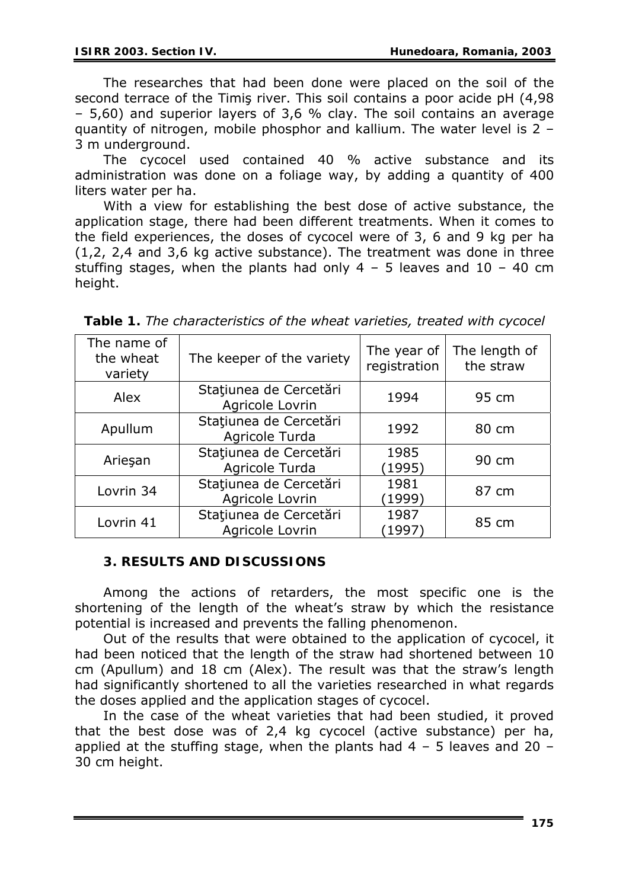The researches that had been done were placed on the soil of the second terrace of the Timiş river. This soil contains a poor acide pH (4,98 – 5,60) and superior layers of 3,6 % clay. The soil contains an average quantity of nitrogen, mobile phosphor and kallium. The water level is 2 – 3 m underground.

The cycocel used contained 40 % active substance and its administration was done on a foliage way, by adding a quantity of 400 liters water per ha.

With a view for establishing the best dose of active substance, the application stage, there had been different treatments. When it comes to the field experiences, the doses of cycocel were of 3, 6 and 9 kg per ha (1,2, 2,4 and 3,6 kg active substance). The treatment was done in three stuffing stages, when the plants had only 4 – 5 leaves and 10 – 40 cm height.

**Table 1.** *The characteristics of the wheat varieties, treated with cycocel*

| The name of the wheat variety | The keeper of the variety | The year of registration | The length of the straw |
|---|---|---|---|
| Alex | Staţiunea de Cercetări Agricole Lovrin | 1994 | 95 cm |
| Apullum | Staţiunea de Cercetări Agricole Turda | 1992 | 80 cm |
| Arieşan | Staţiunea de Cercetări Agricole Turda | 1985 (1995) | 90 cm |
| Lovrin 34 | Staţiunea de Cercetări Agricole Lovrin | 1981 (1999) | 87 cm |
| Lovrin 41 | Staţiunea de Cercetări Agricole Lovrin | 1987 (1997) | 85 cm |

## 3. RESULTS AND DISCUSSIONS

Among the actions of retarders, the most specific one is the shortening of the length of the wheat's straw by which the resistance potential is increased and prevents the falling phenomenon.

Out of the results that were obtained to the application of cycocel, it had been noticed that the length of the straw had shortened between 10 cm (Apullum) and 18 cm (Alex). The result was that the straw's length had significantly shortened to all the varieties researched in what regards the doses applied and the application stages of cycocel.

In the case of the wheat varieties that had been studied, it proved that the best dose was of 2,4 kg cycocel (active substance) per ha, applied at the stuffing stage, when the plants had 4 – 5 leaves and 20 – 30 cm height.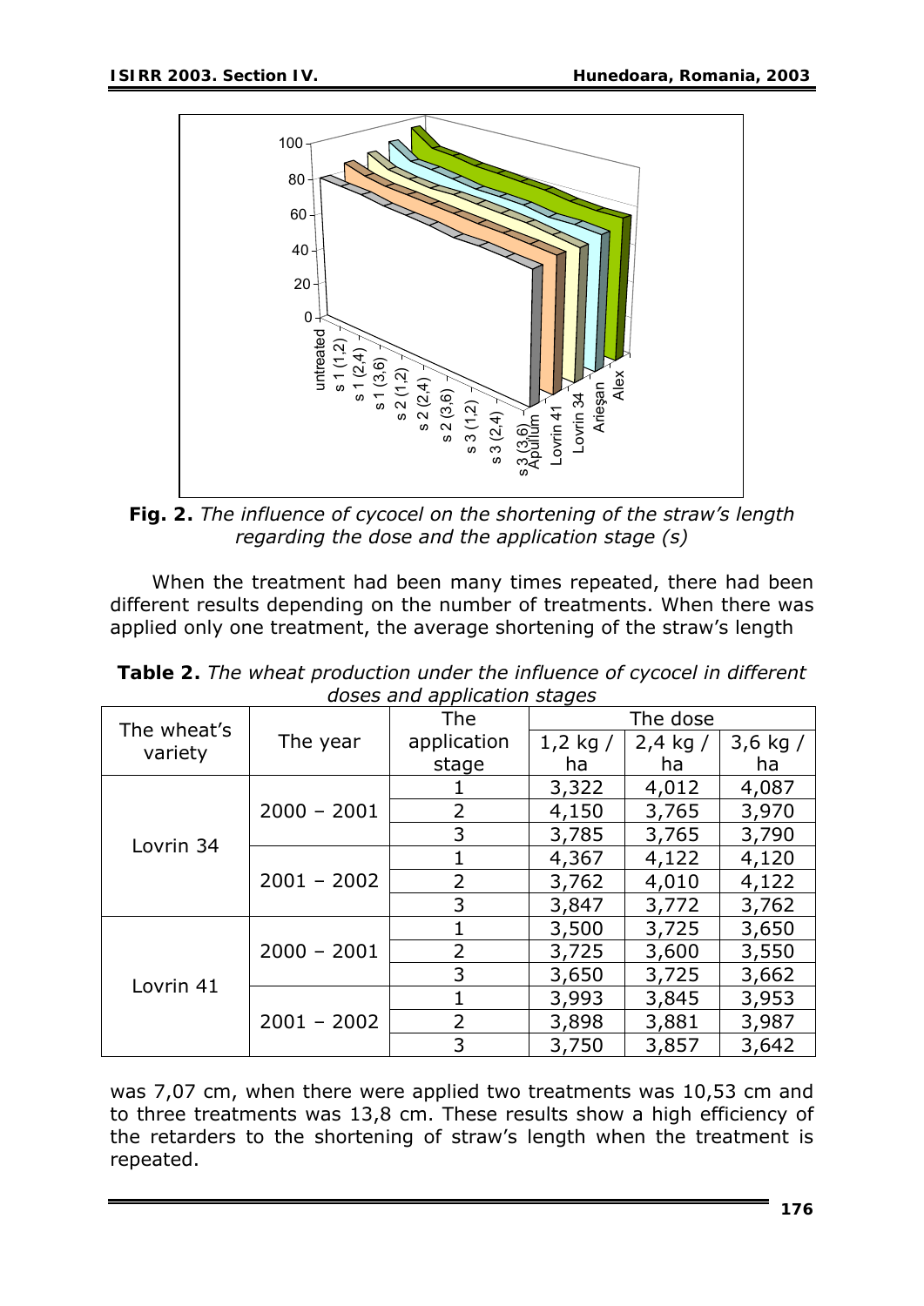**Fig. 2.** *The influence of cycocel on the shortening of the straw's length regarding the dose and the application stage (s)*

When the treatment had been many times repeated, there had been different results depending on the number of treatments. When there was applied only one treatment, the average shortening of the straw's length was 7,07 cm, when there were applied two treatments was 10,53 cm and to three treatments was 13,8 cm. These results show a high efficiency of the retarders to the shortening of straw's length when the treatment is repeated.

**Table 2.** *The wheat production under the influence of cycocel in different doses and application stages*

| The wheat's variety | The year | The application stage | The dose | | |
|---|---|---|---|---|---|
| | | | 1,2 kg / ha | 2,4 kg / ha | 3,6 kg / ha |
| Lovrin 34 | 2000 – 2001 | 1 | 3,322 | 4,012 | 4,087 |
| | | 2 | 4,150 | 3,765 | 3,970 |
| | | 3 | 3,785 | 3,765 | 3,790 |
| | 2001 – 2002 | 1 | 4,367 | 4,122 | 4,120 |
| | | 2 | 3,762 | 4,010 | 4,122 |
| | | 3 | 3,847 | 3,772 | 3,762 |
| Lovrin 41 | 2000 – 2001 | 1 | 3,500 | 3,725 | 3,650 |
| | | 2 | 3,725 | 3,600 | 3,550 |
| | | 3 | 3,650 | 3,725 | 3,662 |
| | 2001 – 2002 | 1 | 3,993 | 3,845 | 3,953 |
| | | 2 | 3,898 | 3,881 | 3,987 |
| | | 3 | 3,750 | 3,857 | 3,642 |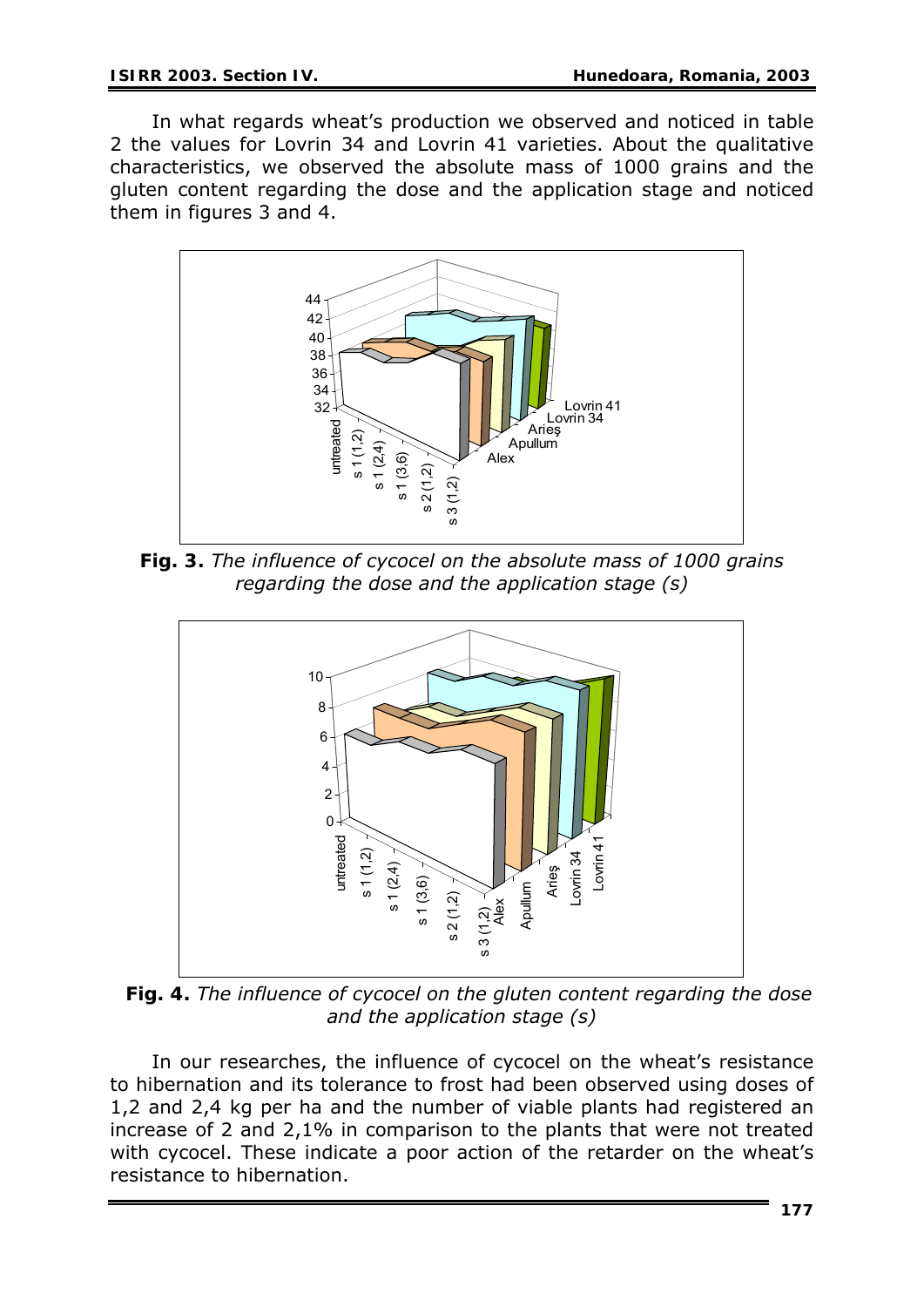In what regards wheat's production we observed and noticed in table 2 the values for Lovrin 34 and Lovrin 41 varieties. About the qualitative characteristics, we observed the absolute mass of 1000 grains and the gluten content regarding the dose and the application stage and noticed them in figures 3 and 4.

**Fig. 3.** *The influence of cycocel on the absolute mass of 1000 grains regarding the dose and the application stage (s)*

**Fig. 4.** *The influence of cycocel on the gluten content regarding the dose and the application stage (s)*

In our researches, the influence of cycocel on the wheat's resistance to hibernation and its tolerance to frost had been observed using doses of 1,2 and 2,4 kg per ha and the number of viable plants had registered an increase of 2 and 2,1% in comparison to the plants that were not treated with cycocel. These indicate a poor action of the retarder on the wheat's resistance to hibernation.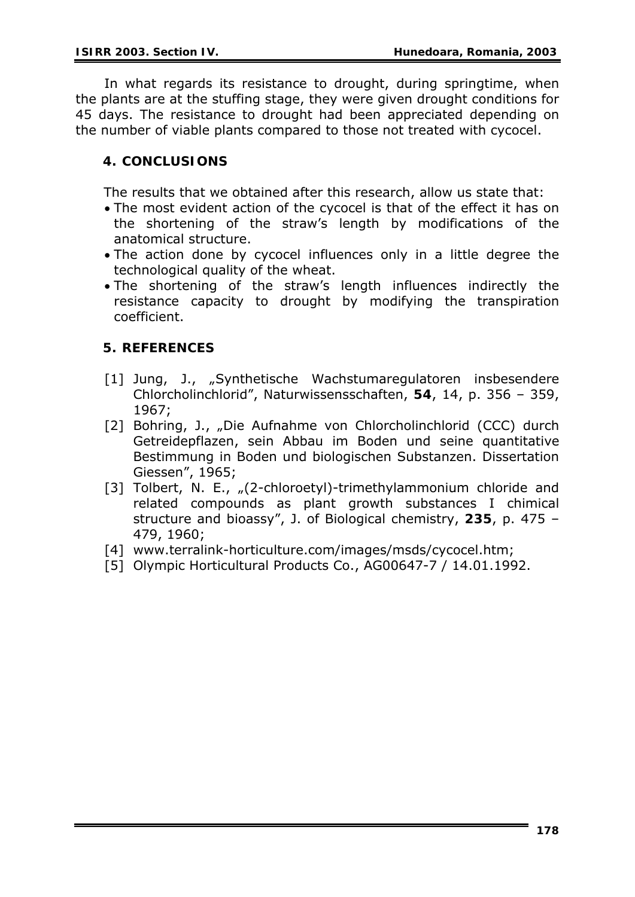In what regards its resistance to drought, during springtime, when the plants are at the stuffing stage, they were given drought conditions for 45 days. The resistance to drought had been appreciated depending on the number of viable plants compared to those not treated with cycocel.

## 4. CONCLUSIONS

The results that we obtained after this research, allow us state that:

- The most evident action of the cycocel is that of the effect it has on the shortening of the straw's length by modifications of the anatomical structure.
- The action done by cycocel influences only in a little degree the technological quality of the wheat.
- The shortening of the straw's length influences indirectly the resistance capacity to drought by modifying the transpiration coefficient.

## 5. REFERENCES

[1] Jung, J., „Synthetische Wachstumaregulatoren insbesendere Chlorcholinchlorid", Naturwissensschaften, **54**, 14, p. 356 – 359, 1967;

[2] Bohring, J., „Die Aufnahme von Chlorcholinchlorid (CCC) durch Getreidepflazen, sein Abbau im Boden und seine quantitative Bestimmung in Boden und biologischen Substanzen. Dissertation Giessen", 1965;

[3] Tolbert, N. E., „(2-chloroetyl)-trimethylammonium chloride and related compounds as plant growth substances I chimical structure and bioassy", J. of Biological chemistry, **235**, p. 475 – 479, 1960;

[4] www.terralink-horticulture.com/images/msds/cycocel.htm;

[5] Olympic Horticultural Products Co., AG00647-7 / 14.01.1992.